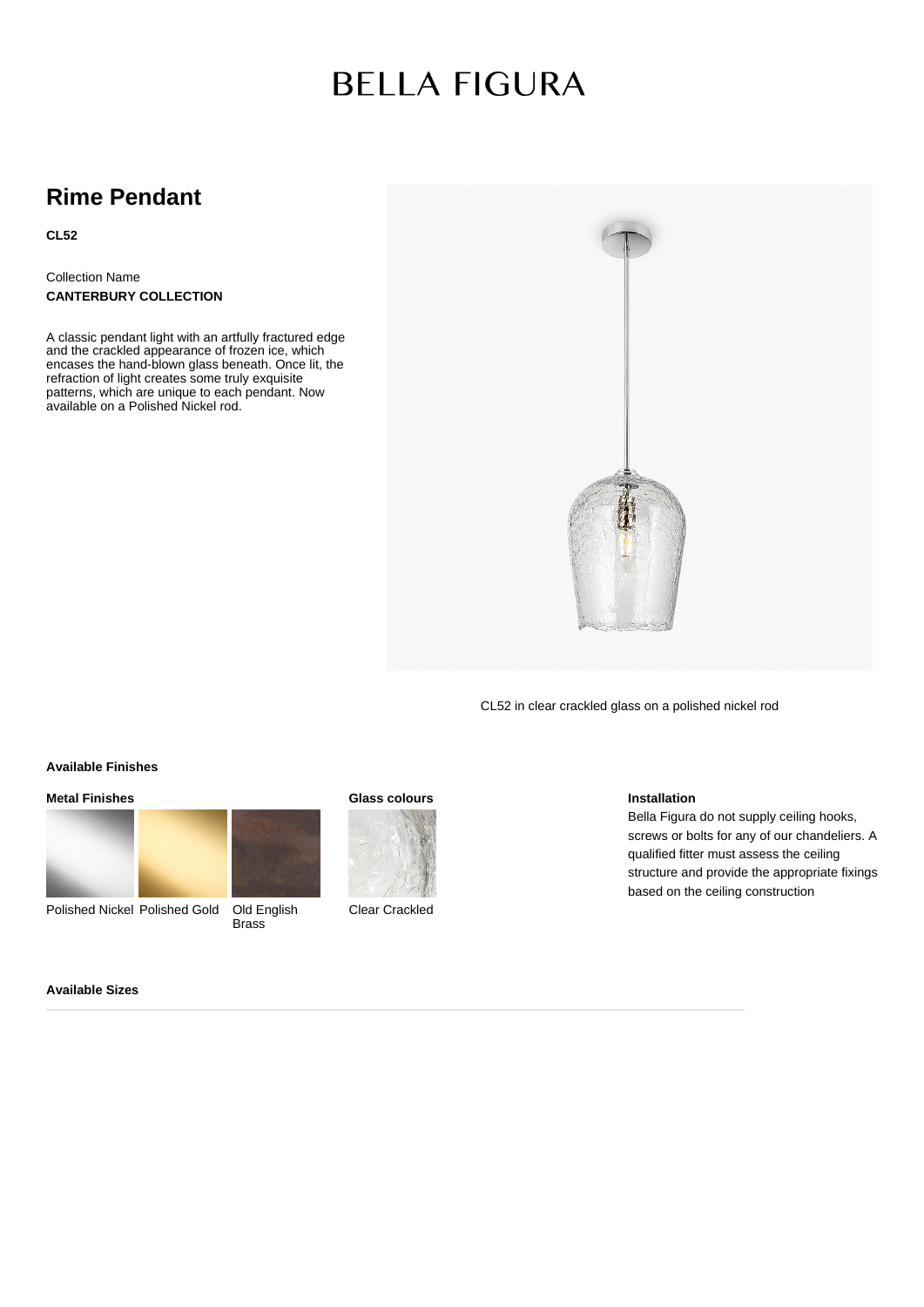# BELLA FIGURA

## Rime Pendant

**CL52**

Collection Name
**CANTERBURY COLLECTION**

A classic pendant light with an artfully fractured edge and the crackled appearance of frozen ice, which encases the hand-blown glass beneath. Once lit, the refraction of light creates some truly exquisite patterns, which are unique to each pendant. Now available on a Polished Nickel rod.

CL52 in clear crackled glass on a polished nickel rod

### Available Finishes

**Metal Finishes**

Polished Nickel
Polished Gold
Old English Brass

**Glass colours**

Clear Crackled

**Installation**

Bella Figura do not supply ceiling hooks, screws or bolts for any of our chandeliers. A qualified fitter must assess the ceiling structure and provide the appropriate fixings based on the ceiling construction

### Available Sizes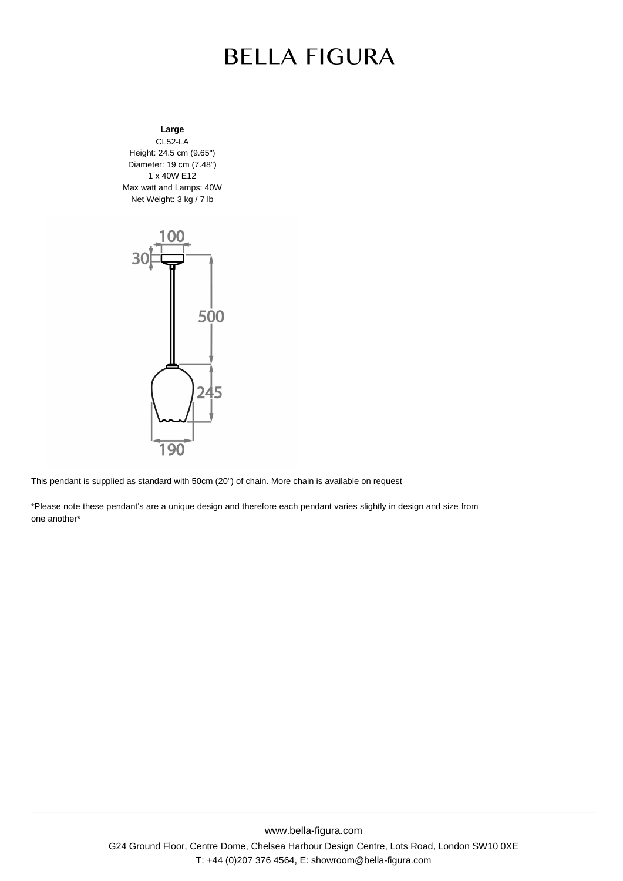# BELLA FIGURA

**Large**

CL52-LA
Height: 24.5 cm (9.65")
Diameter: 19 cm (7.48")
1 x 40W E12
Max watt and Lamps: 40W
Net Weight: 3 kg / 7 lb

100
30
500
245
190

This pendant is supplied as standard with 50cm (20") of chain. More chain is available on request

*Please note these pendant's are a unique design and therefore each pendant varies slightly in design and size from one another*

www.bella-figura.com
G24 Ground Floor, Centre Dome, Chelsea Harbour Design Centre, Lots Road, London SW10 0XE
T: +44 (0)207 376 4564, E: showroom@bella-figura.com